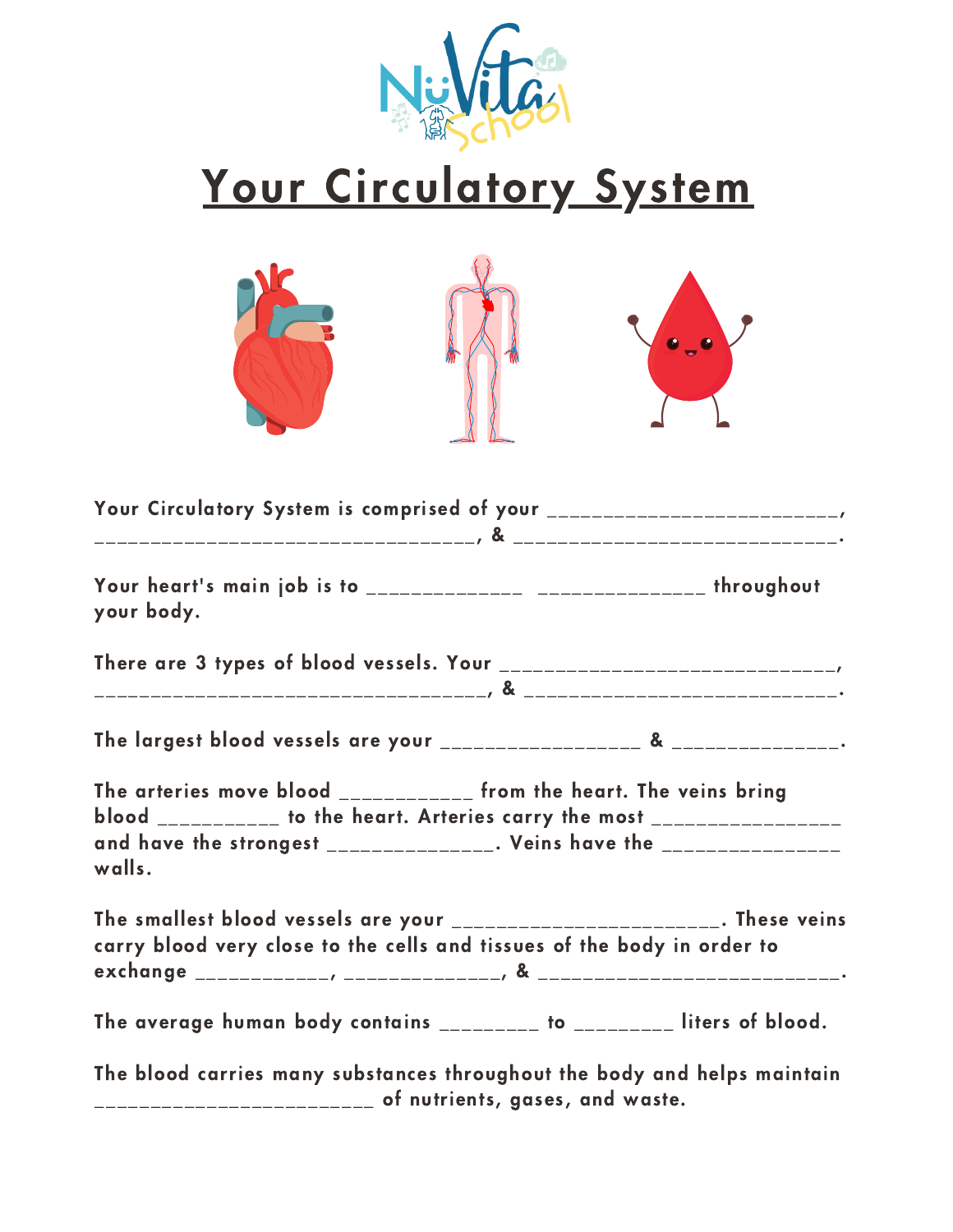# Your Circulatory System

Your Circulatory System is comprised of your _________________________, _________________________________, & ___________________________.

Your heart's main job is to _____________ ______________ throughout your body.

There are 3 types of blood vessels. Your _____________________________, _________________________________, & __________________________.

The largest blood vessels are your ________________ & ______________.

The arteries move blood ___________ from the heart. The veins bring blood __________ to the heart. Arteries carry the most ________________ and have the strongest ______________. Veins have the _______________ walls.

The smallest blood vessels are your _______________________. These veins carry blood very close to the cells and tissues of the body in order to exchange ___________, _____________, & _________________________.

The average human body contains ________ to ________ liters of blood.

The blood carries many substances throughout the body and helps maintain ________________________ of nutrients, gases, and waste.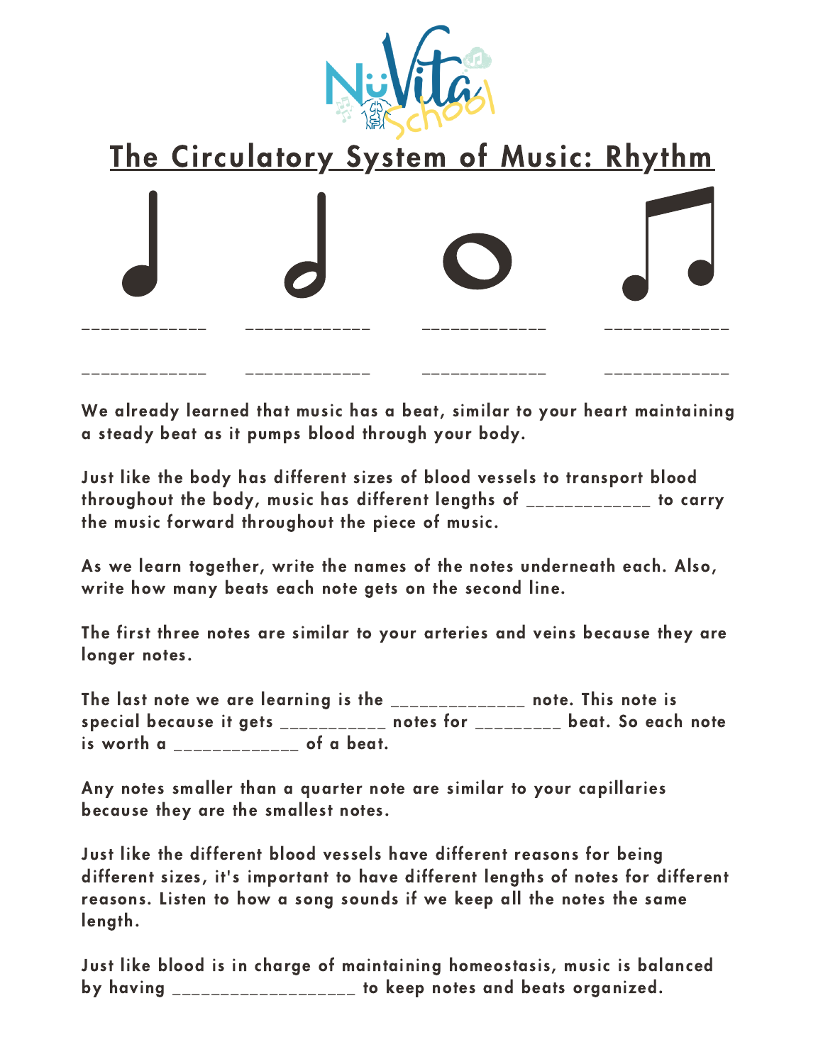# The Circulatory System of Music: Rhythm

_____________ _____________ _____________ _____________

_____________ _____________ _____________ _____________

We already learned that music has a beat, similar to your heart maintaining a steady beat as it pumps blood through your body.

Just like the body has different sizes of blood vessels to transport blood throughout the body, music has different lengths of _____________ to carry the music forward throughout the piece of music.

As we learn together, write the names of the notes underneath each. Also, write how many beats each note gets on the second line.

The first three notes are similar to your arteries and veins because they are longer notes.

The last note we are learning is the ______________ note. This note is special because it gets ___________ notes for _________ beat. So each note is worth a _____________ of a beat.

Any notes smaller than a quarter note are similar to your capillaries because they are the smallest notes.

Just like the different blood vessels have different reasons for being different sizes, it's important to have different lengths of notes for different reasons. Listen to how a song sounds if we keep all the notes the same length.

Just like blood is in charge of maintaining homeostasis, music is balanced by having ___________________ to keep notes and beats organized.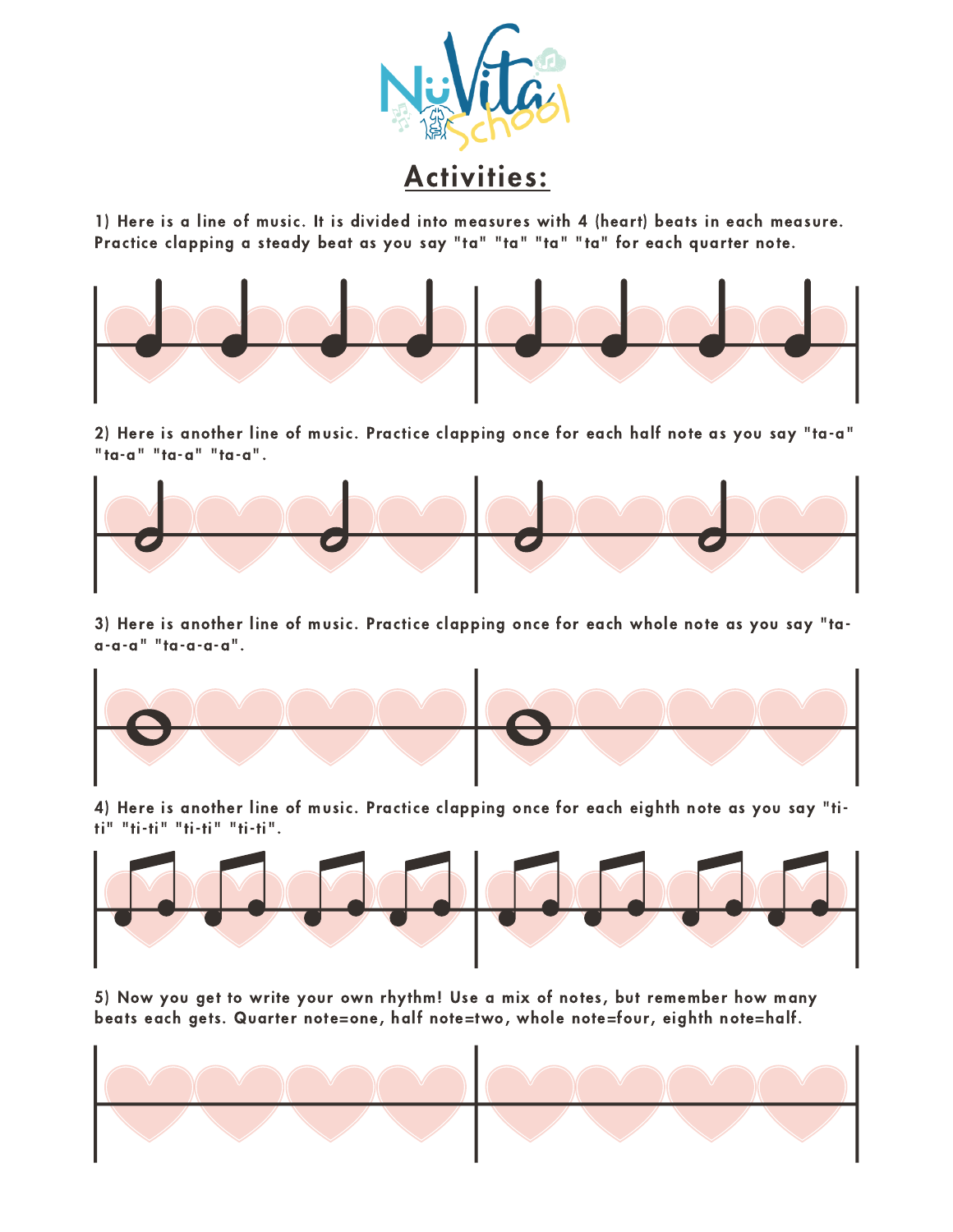# Activities:

1) Here is a line of music. It is divided into measures with 4 (heart) beats in each measure. Practice clapping a steady beat as you say "ta" "ta" "ta" "ta" for each quarter note.

2) Here is another line of music. Practice clapping once for each half note as you say "ta-a" "ta-a" "ta-a" "ta-a".

3) Here is another line of music. Practice clapping once for each whole note as you say "ta-a-a-a" "ta-a-a-a".

4) Here is another line of music. Practice clapping once for each eighth note as you say "ti-ti" "ti-ti" "ti-ti" "ti-ti".

5) Now you get to write your own rhythm! Use a mix of notes, but remember how many beats each gets. Quarter note=one, half note=two, whole note=four, eighth note=half.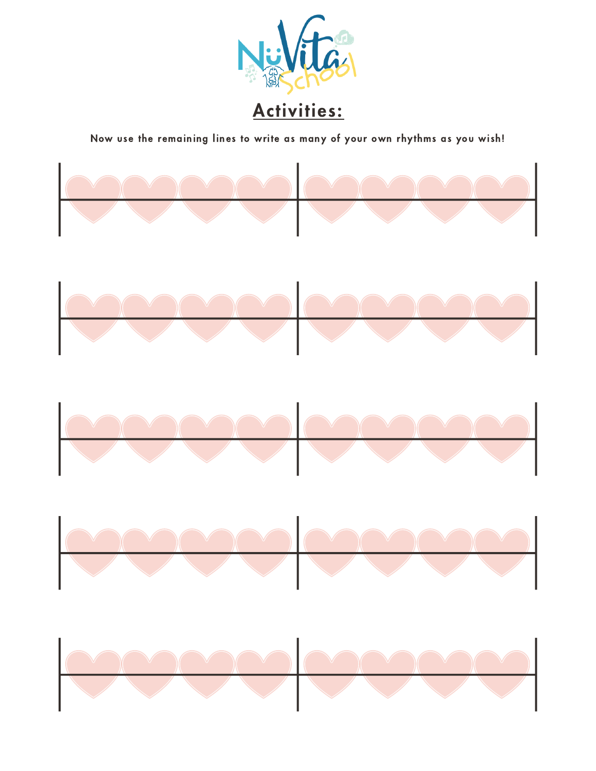## Activities:

Now use the remaining lines to write as many of your own rhythms as you wish!